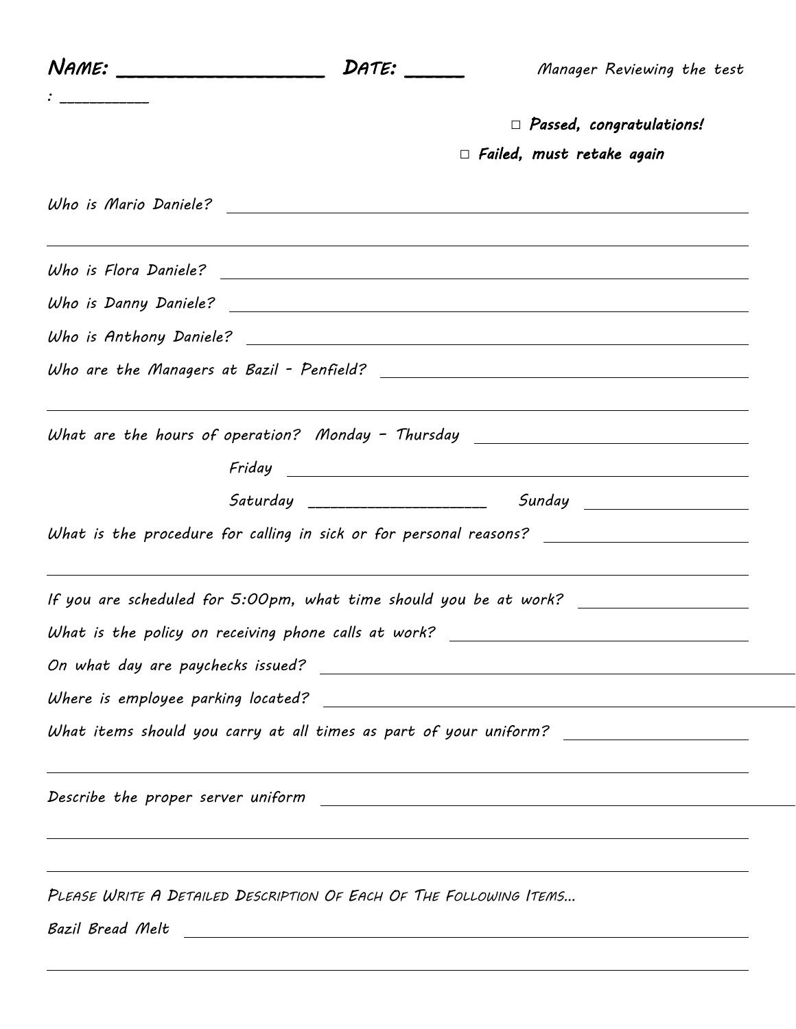**NAME: _________________ DATE: _____** Manager Reviewing the test : __________

☐ *Passed, congratulations!*

☐ *Failed, must retake again*

Who is Mario Daniele? ____________________________________________

____________________________________________

Who is Flora Daniele? ____________________________________________

Who is Danny Daniele? ____________________________________________

Who is Anthony Daniele? ____________________________________________

Who are the Managers at Bazil - Penfield? ____________________________________________

____________________________________________

What are the hours of operation? Monday – Thursday ____________________________

Friday ____________________________

Saturday ____________________ Sunday ____________________

What is the procedure for calling in sick or for personal reasons? ____________________

____________________________________________

If you are scheduled for 5:00pm, what time should you be at work? ____________________

What is the policy on receiving phone calls at work? ____________________________

On what day are paychecks issued? ____________________________

Where is employee parking located? ____________________________

What items should you carry at all times as part of your uniform? ____________________

____________________________________________

Describe the proper server uniform ____________________________

____________________________________________

____________________________________________

PLEASE WRITE A DETAILED DESCRIPTION OF EACH OF THE FOLLOWING ITEMS…

Bazil Bread Melt ____________________________________________

____________________________________________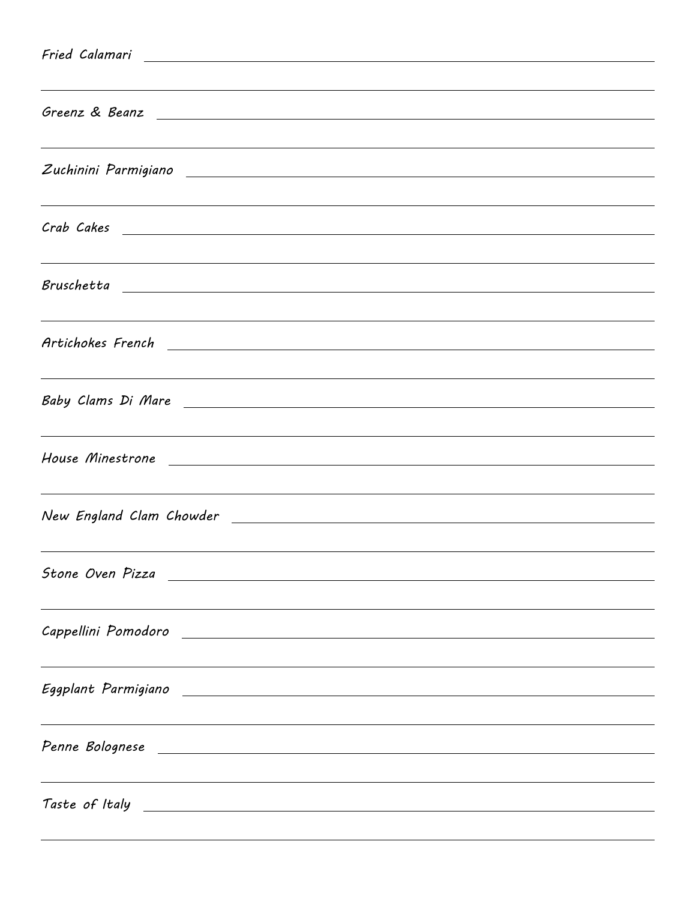Fried Calamari

Greenz & Beanz

Zuchinini Parmigiano

Crab Cakes

Bruschetta

Artichokes French

Baby Clams Di Mare

House Minestrone

New England Clam Chowder

Stone Oven Pizza

Cappellini Pomodoro

Eggplant Parmigiano

Penne Bolognese

Taste of Italy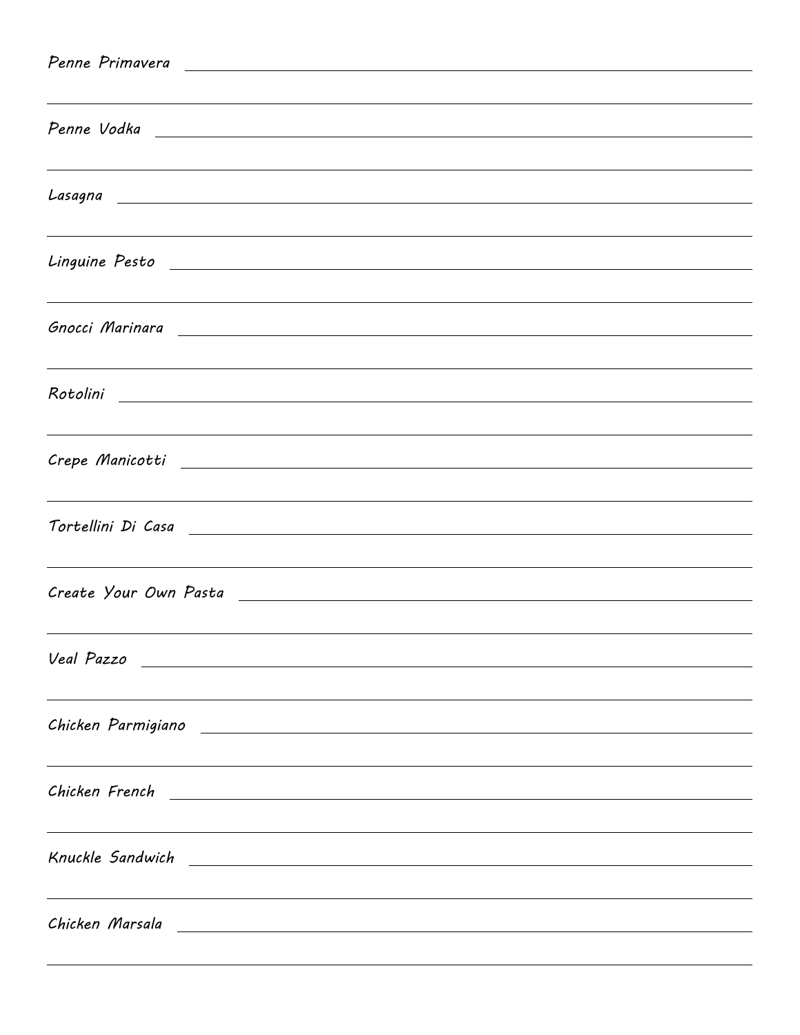Penne Primavera

Penne Vodka

Lasagna

Linguine Pesto

Gnocci Marinara

Rotolini

Crepe Manicotti

Tortellini Di Casa

Create Your Own Pasta

Veal Pazzo

Chicken Parmigiano

Chicken French

Knuckle Sandwich

Chicken Marsala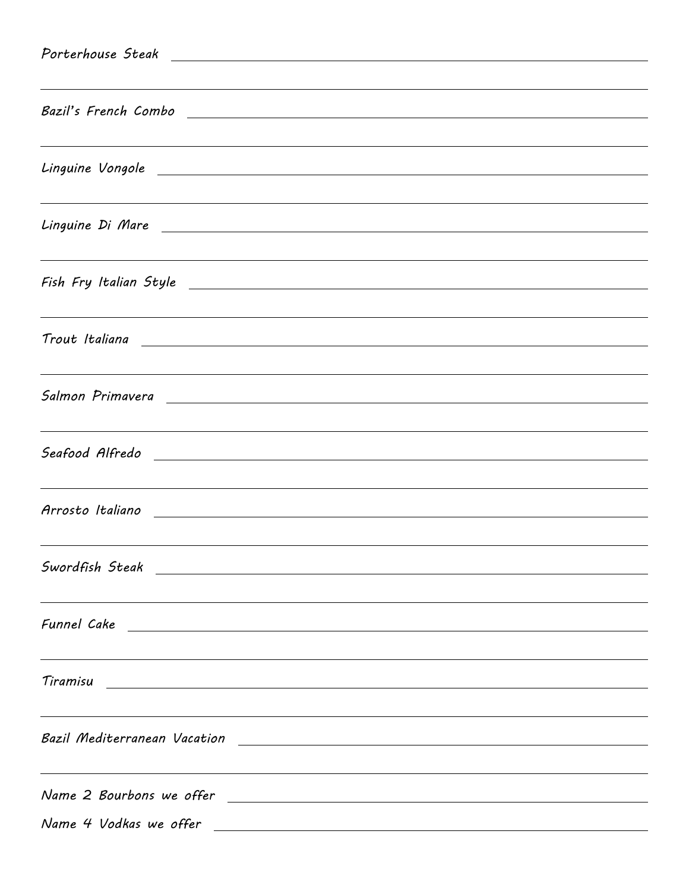Porterhouse Steak ______________________________________________

______________________________________________

Bazil's French Combo ______________________________________________

______________________________________________

Linguine Vongole ______________________________________________

______________________________________________

Linguine Di Mare ______________________________________________

______________________________________________

Fish Fry Italian Style ______________________________________________

______________________________________________

Trout Italiana ______________________________________________

______________________________________________

Salmon Primavera ______________________________________________

______________________________________________

Seafood Alfredo ______________________________________________

______________________________________________

Arrosto Italiano ______________________________________________

______________________________________________

Swordfish Steak ______________________________________________

______________________________________________

Funnel Cake ______________________________________________

______________________________________________

Tiramisu ______________________________________________

______________________________________________

Bazil Mediterranean Vacation ______________________________________________

______________________________________________

Name 2 Bourbons we offer ______________________________________________

Name 4 Vodkas we offer ______________________________________________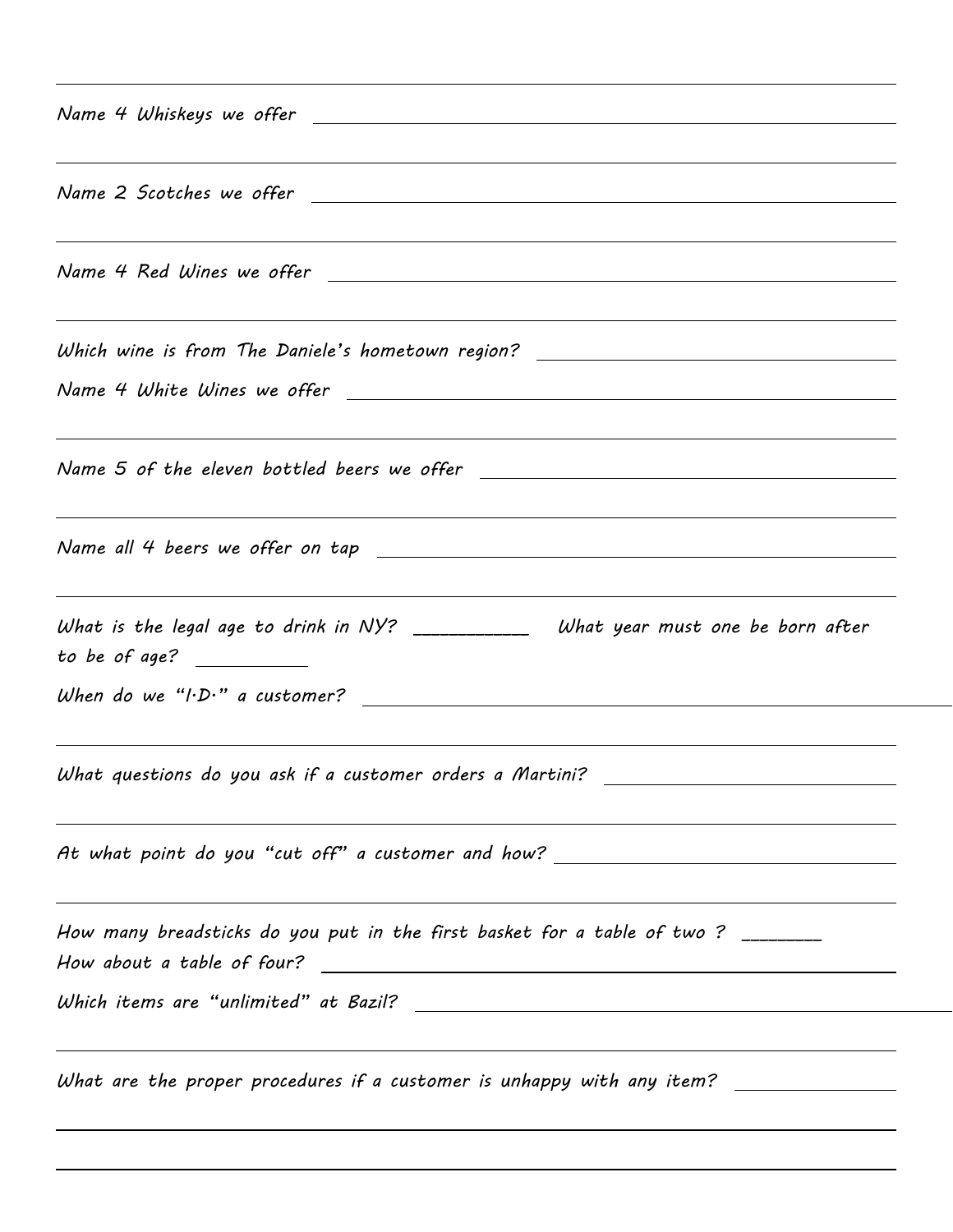Name 4 Whiskeys we offer ______________________________

Name 2 Scotches we offer ______________________________

Name 4 Red Wines we offer ______________________________

Which wine is from The Daniele's hometown region? ______________________________

Name 4 White Wines we offer ______________________________

Name 5 of the eleven bottled beers we offer ______________________________

Name all 4 beers we offer on tap ______________________________

What is the legal age to drink in NY? __________ What year must one be born after to be of age? __________

When do we "I.D." a customer? ______________________________

What questions do you ask if a customer orders a Martini? ______________________________

At what point do you "cut off" a customer and how? ______________________________

How many breadsticks do you put in the first basket for a table of two ? _______
How about a table of four? ______________________________

Which items are "unlimited" at Bazil? ______________________________

What are the proper procedures if a customer is unhappy with any item? ______________________________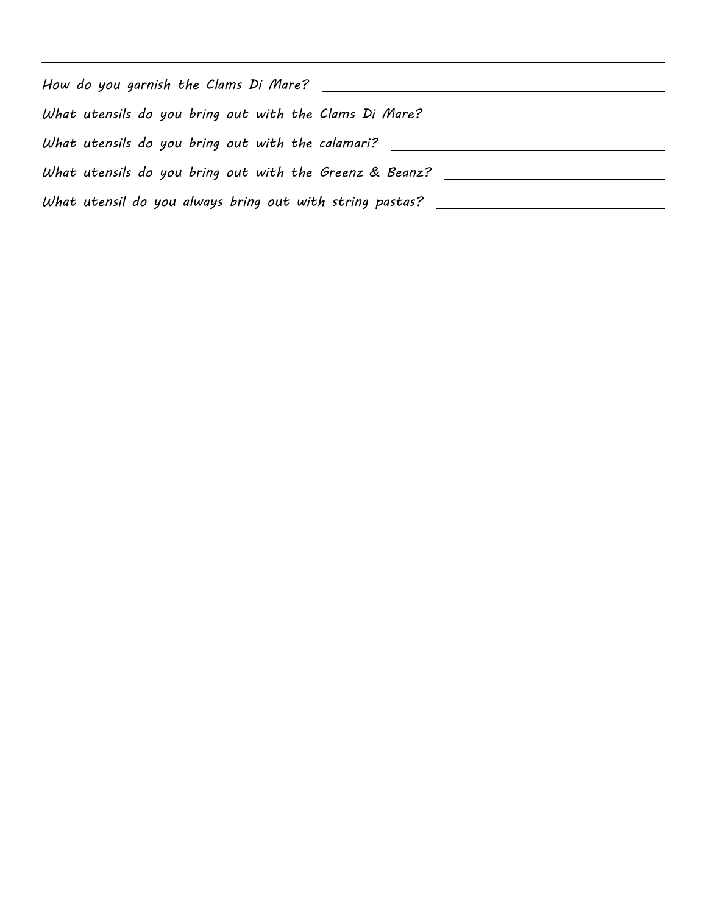---

How do you garnish the Clams Di Mare? ____________________

What utensils do you bring out with the Clams Di Mare? ____________________

What utensils do you bring out with the calamari? ____________________

What utensils do you bring out with the Greenz & Beanz? ____________________

What utensil do you always bring out with string pastas? ____________________